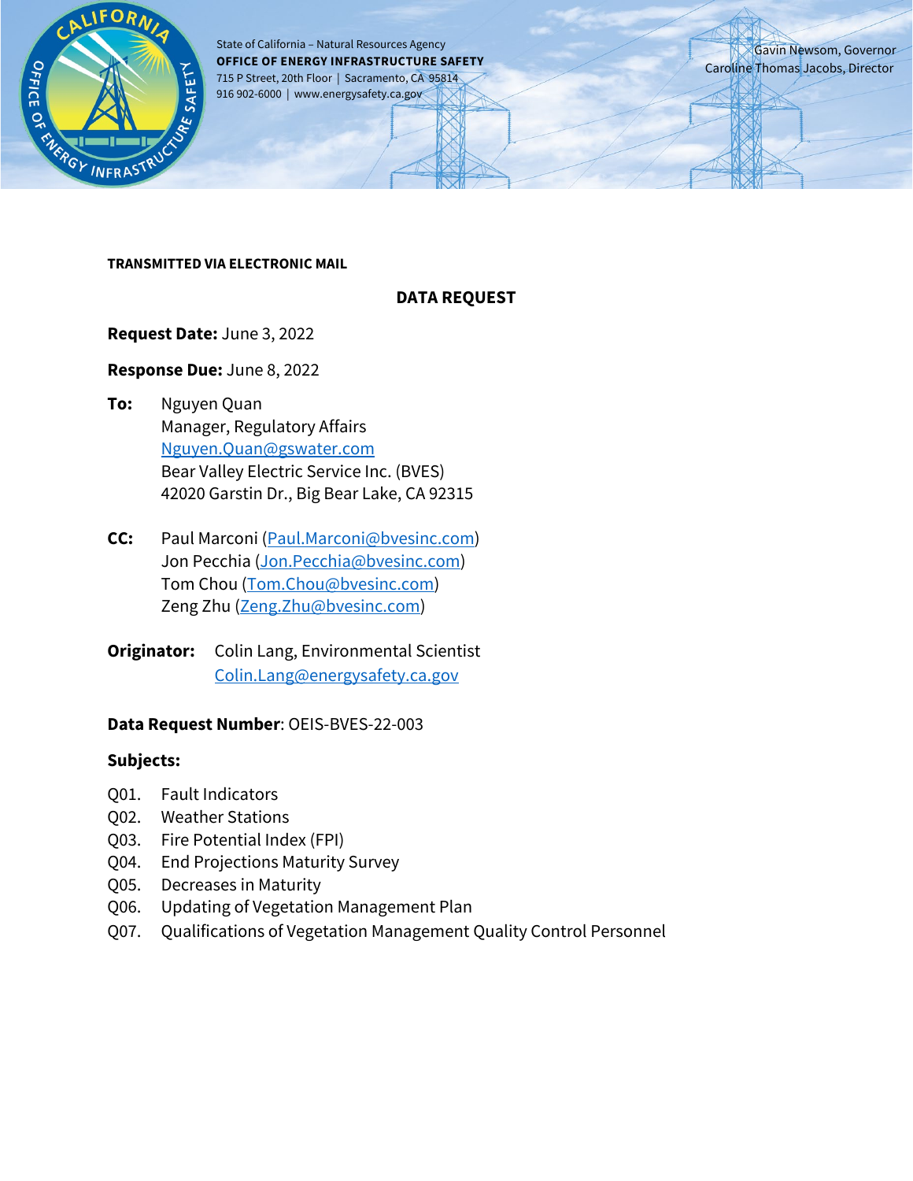State of California – Natural Resources Agency
**OFFICE OF ENERGY INFRASTRUCTURE SAFETY**
715 P Street, 20th Floor | Sacramento, CA 95814
916 902-6000 | www.energysafety.ca.gov

Gavin Newsom, Governor
Caroline Thomas Jacobs, Director

**TRANSMITTED VIA ELECTRONIC MAIL**

## DATA REQUEST

**Request Date:** June 3, 2022

**Response Due:** June 8, 2022

**To:** Nguyen Quan
Manager, Regulatory Affairs
Nguyen.Quan@gswater.com
Bear Valley Electric Service Inc. (BVES)
42020 Garstin Dr., Big Bear Lake, CA 92315

**CC:** Paul Marconi (Paul.Marconi@bvesinc.com)
Jon Pecchia (Jon.Pecchia@bvesinc.com)
Tom Chou (Tom.Chou@bvesinc.com)
Zeng Zhu (Zeng.Zhu@bvesinc.com)

**Originator:** Colin Lang, Environmental Scientist
Colin.Lang@energysafety.ca.gov

**Data Request Number**: OEIS-BVES-22-003

**Subjects:**

Q01. Fault Indicators
Q02. Weather Stations
Q03. Fire Potential Index (FPI)
Q04. End Projections Maturity Survey
Q05. Decreases in Maturity
Q06. Updating of Vegetation Management Plan
Q07. Qualifications of Vegetation Management Quality Control Personnel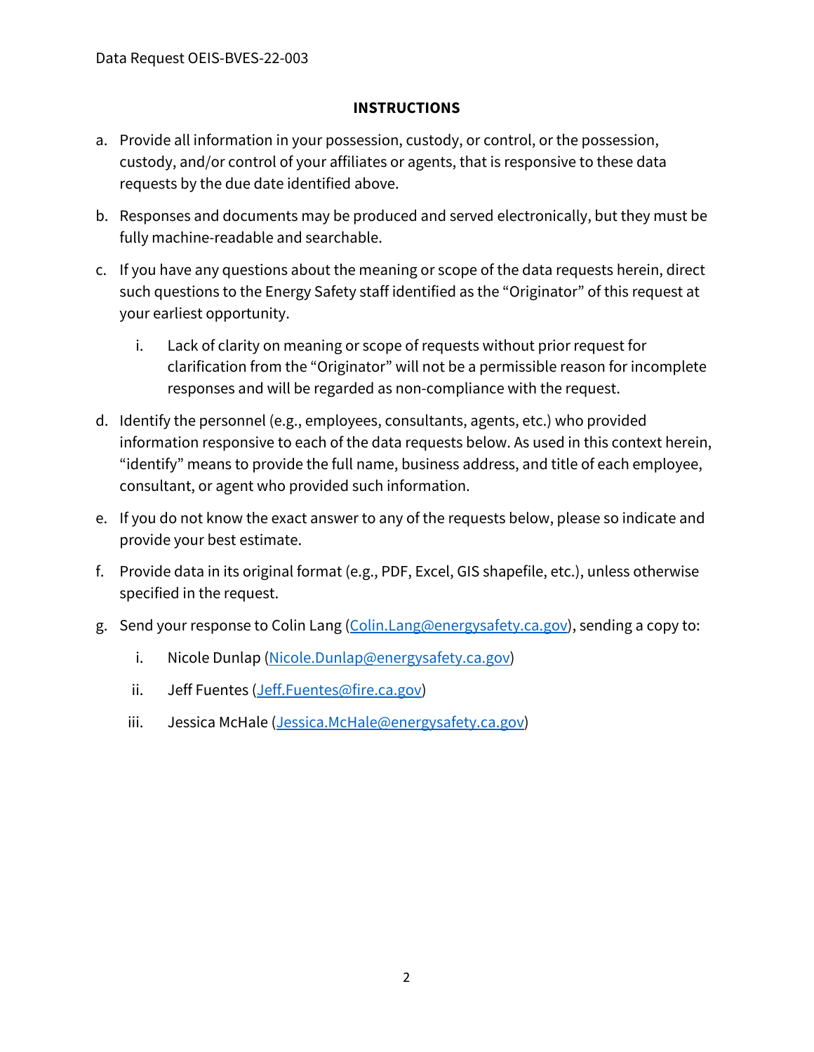## INSTRUCTIONS

a. Provide all information in your possession, custody, or control, or the possession, custody, and/or control of your affiliates or agents, that is responsive to these data requests by the due date identified above.

b. Responses and documents may be produced and served electronically, but they must be fully machine-readable and searchable.

c. If you have any questions about the meaning or scope of the data requests herein, direct such questions to the Energy Safety staff identified as the "Originator" of this request at your earliest opportunity.

   i. Lack of clarity on meaning or scope of requests without prior request for clarification from the "Originator" will not be a permissible reason for incomplete responses and will be regarded as non-compliance with the request.

d. Identify the personnel (e.g., employees, consultants, agents, etc.) who provided information responsive to each of the data requests below. As used in this context herein, "identify" means to provide the full name, business address, and title of each employee, consultant, or agent who provided such information.

e. If you do not know the exact answer to any of the requests below, please so indicate and provide your best estimate.

f. Provide data in its original format (e.g., PDF, Excel, GIS shapefile, etc.), unless otherwise specified in the request.

g. Send your response to Colin Lang (Colin.Lang@energysafety.ca.gov), sending a copy to:

   i. Nicole Dunlap (Nicole.Dunlap@energysafety.ca.gov)

   ii. Jeff Fuentes (Jeff.Fuentes@fire.ca.gov)

   iii. Jessica McHale (Jessica.McHale@energysafety.ca.gov)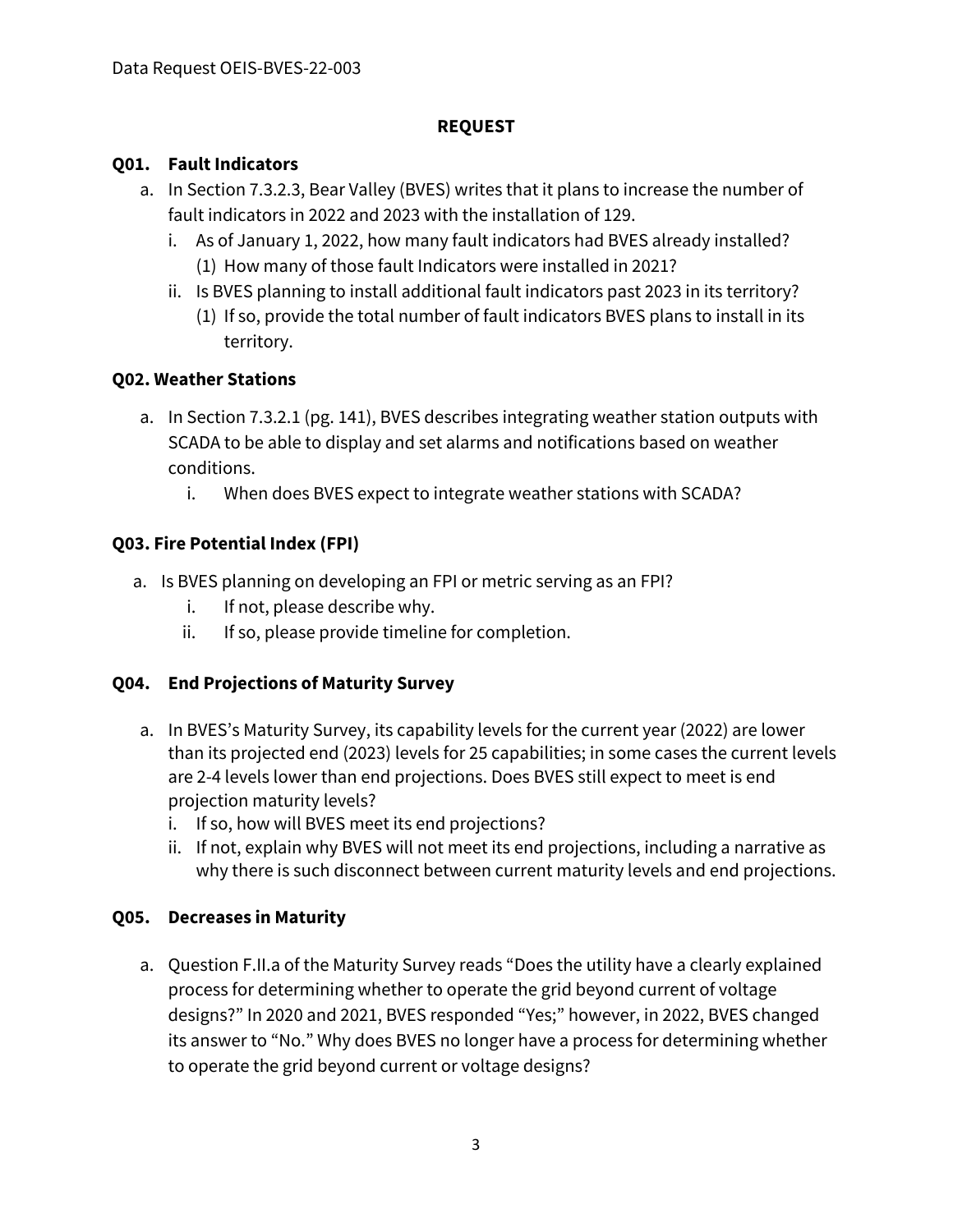## REQUEST

### Q01. Fault Indicators

a. In Section 7.3.2.3, Bear Valley (BVES) writes that it plans to increase the number of fault indicators in 2022 and 2023 with the installation of 129.
   i. As of January 1, 2022, how many fault indicators had BVES already installed?
      (1) How many of those fault Indicators were installed in 2021?
   ii. Is BVES planning to install additional fault indicators past 2023 in its territory?
      (1) If so, provide the total number of fault indicators BVES plans to install in its territory.

### Q02. Weather Stations

a. In Section 7.3.2.1 (pg. 141), BVES describes integrating weather station outputs with SCADA to be able to display and set alarms and notifications based on weather conditions.
   i. When does BVES expect to integrate weather stations with SCADA?

### Q03. Fire Potential Index (FPI)

a. Is BVES planning on developing an FPI or metric serving as an FPI?
   i. If not, please describe why.
   ii. If so, please provide timeline for completion.

### Q04. End Projections of Maturity Survey

a. In BVES's Maturity Survey, its capability levels for the current year (2022) are lower than its projected end (2023) levels for 25 capabilities; in some cases the current levels are 2-4 levels lower than end projections. Does BVES still expect to meet is end projection maturity levels?
   i. If so, how will BVES meet its end projections?
   ii. If not, explain why BVES will not meet its end projections, including a narrative as why there is such disconnect between current maturity levels and end projections.

### Q05. Decreases in Maturity

a. Question F.II.a of the Maturity Survey reads "Does the utility have a clearly explained process for determining whether to operate the grid beyond current of voltage designs?" In 2020 and 2021, BVES responded "Yes;" however, in 2022, BVES changed its answer to "No." Why does BVES no longer have a process for determining whether to operate the grid beyond current or voltage designs?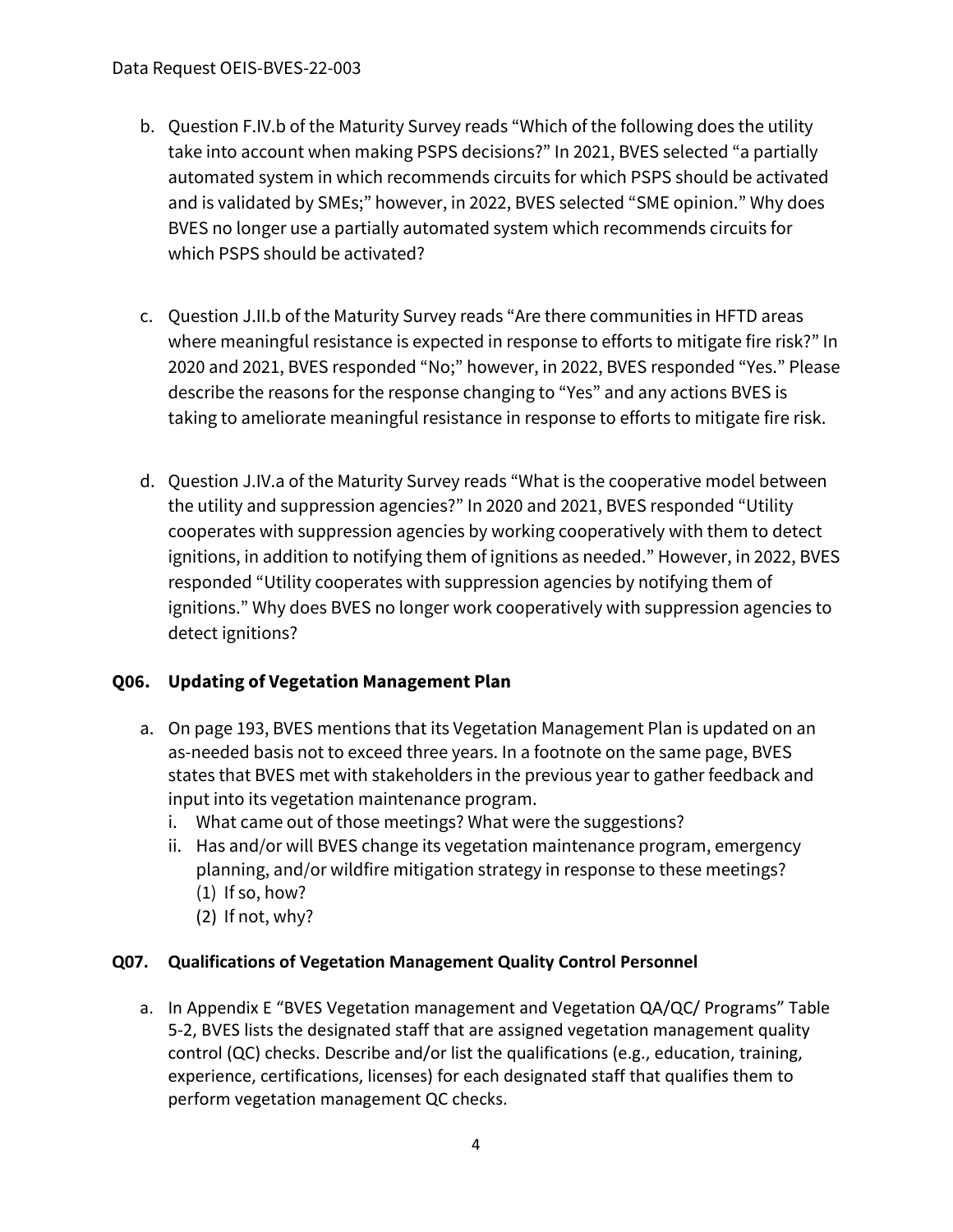b. Question F.IV.b of the Maturity Survey reads "Which of the following does the utility take into account when making PSPS decisions?" In 2021, BVES selected "a partially automated system in which recommends circuits for which PSPS should be activated and is validated by SMEs;" however, in 2022, BVES selected "SME opinion." Why does BVES no longer use a partially automated system which recommends circuits for which PSPS should be activated?

c. Question J.II.b of the Maturity Survey reads "Are there communities in HFTD areas where meaningful resistance is expected in response to efforts to mitigate fire risk?" In 2020 and 2021, BVES responded "No;" however, in 2022, BVES responded "Yes." Please describe the reasons for the response changing to "Yes" and any actions BVES is taking to ameliorate meaningful resistance in response to efforts to mitigate fire risk.

d. Question J.IV.a of the Maturity Survey reads "What is the cooperative model between the utility and suppression agencies?" In 2020 and 2021, BVES responded "Utility cooperates with suppression agencies by working cooperatively with them to detect ignitions, in addition to notifying them of ignitions as needed." However, in 2022, BVES responded "Utility cooperates with suppression agencies by notifying them of ignitions." Why does BVES no longer work cooperatively with suppression agencies to detect ignitions?

### Q06. Updating of Vegetation Management Plan

a. On page 193, BVES mentions that its Vegetation Management Plan is updated on an as-needed basis not to exceed three years. In a footnote on the same page, BVES states that BVES met with stakeholders in the previous year to gather feedback and input into its vegetation maintenance program.
   i. What came out of those meetings? What were the suggestions?
   ii. Has and/or will BVES change its vegetation maintenance program, emergency planning, and/or wildfire mitigation strategy in response to these meetings?
      (1) If so, how?
      (2) If not, why?

### Q07. Qualifications of Vegetation Management Quality Control Personnel

a. In Appendix E "BVES Vegetation management and Vegetation QA/QC/ Programs" Table 5-2, BVES lists the designated staff that are assigned vegetation management quality control (QC) checks. Describe and/or list the qualifications (e.g., education, training, experience, certifications, licenses) for each designated staff that qualifies them to perform vegetation management QC checks.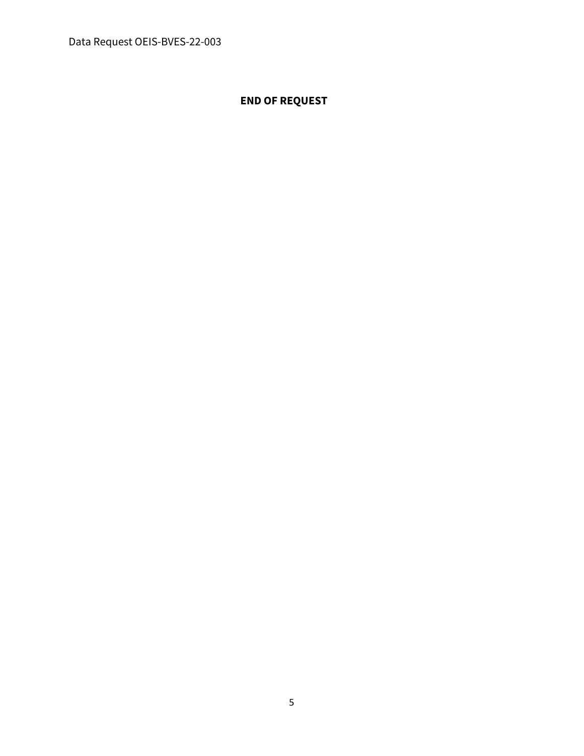**END OF REQUEST**